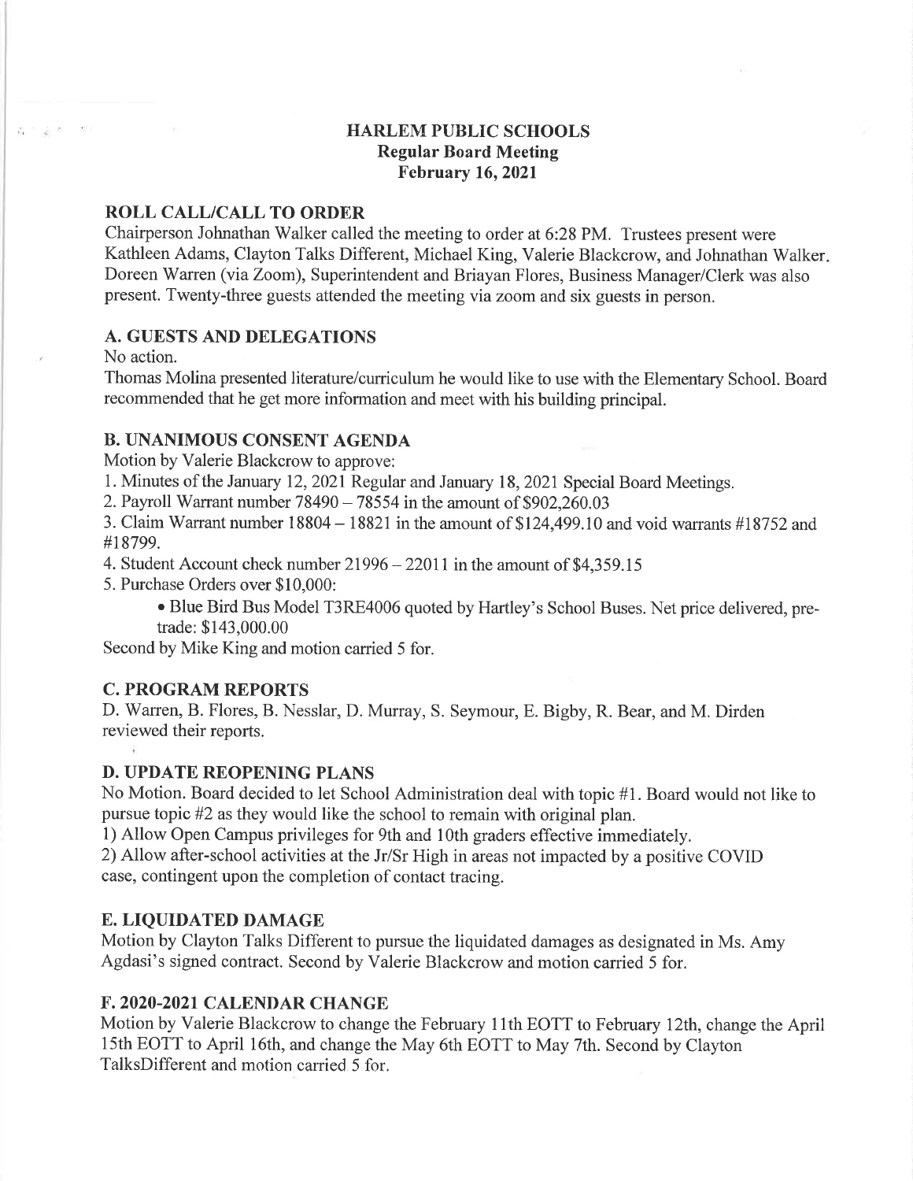# HARLEM PUBLIC SCHOOLS
## Regular Board Meeting
## February 16, 2021

### ROLL CALL/CALL TO ORDER

Chairperson Johnathan Walker called the meeting to order at 6:28 PM. Trustees present were Kathleen Adams, Clayton Talks Different, Michael King, Valerie Blackcrow, and Johnathan Walker. Doreen Warren (via Zoom), Superintendent and Briayan Flores, Business Manager/Clerk was also present. Twenty-three guests attended the meeting via zoom and six guests in person.

### A. GUESTS AND DELEGATIONS

No action.

Thomas Molina presented literature/curriculum he would like to use with the Elementary School. Board recommended that he get more information and meet with his building principal.

### B. UNANIMOUS CONSENT AGENDA

Motion by Valerie Blackcrow to approve:

1. Minutes of the January 12, 2021 Regular and January 18, 2021 Special Board Meetings.
2. Payroll Warrant number 78490 – 78554 in the amount of $902,260.03
3. Claim Warrant number 18804 – 18821 in the amount of $124,499.10 and void warrants #18752 and #18799.
4. Student Account check number 21996 – 22011 in the amount of $4,359.15
5. Purchase Orders over $10,000:
   - Blue Bird Bus Model T3RE4006 quoted by Hartley's School Buses. Net price delivered, pre-trade: $143,000.00

Second by Mike King and motion carried 5 for.

### C. PROGRAM REPORTS

D. Warren, B. Flores, B. Nesslar, D. Murray, S. Seymour, E. Bigby, R. Bear, and M. Dirden reviewed their reports.

### D. UPDATE REOPENING PLANS

No Motion. Board decided to let School Administration deal with topic #1. Board would not like to pursue topic #2 as they would like the school to remain with original plan.

1) Allow Open Campus privileges for 9th and 10th graders effective immediately.
2) Allow after-school activities at the Jr/Sr High in areas not impacted by a positive COVID case, contingent upon the completion of contact tracing.

### E. LIQUIDATED DAMAGE

Motion by Clayton Talks Different to pursue the liquidated damages as designated in Ms. Amy Agdasi's signed contract. Second by Valerie Blackcrow and motion carried 5 for.

### F. 2020-2021 CALENDAR CHANGE

Motion by Valerie Blackcrow to change the February 11th EOTT to February 12th, change the April 15th EOTT to April 16th, and change the May 6th EOTT to May 7th. Second by Clayton TalksDifferent and motion carried 5 for.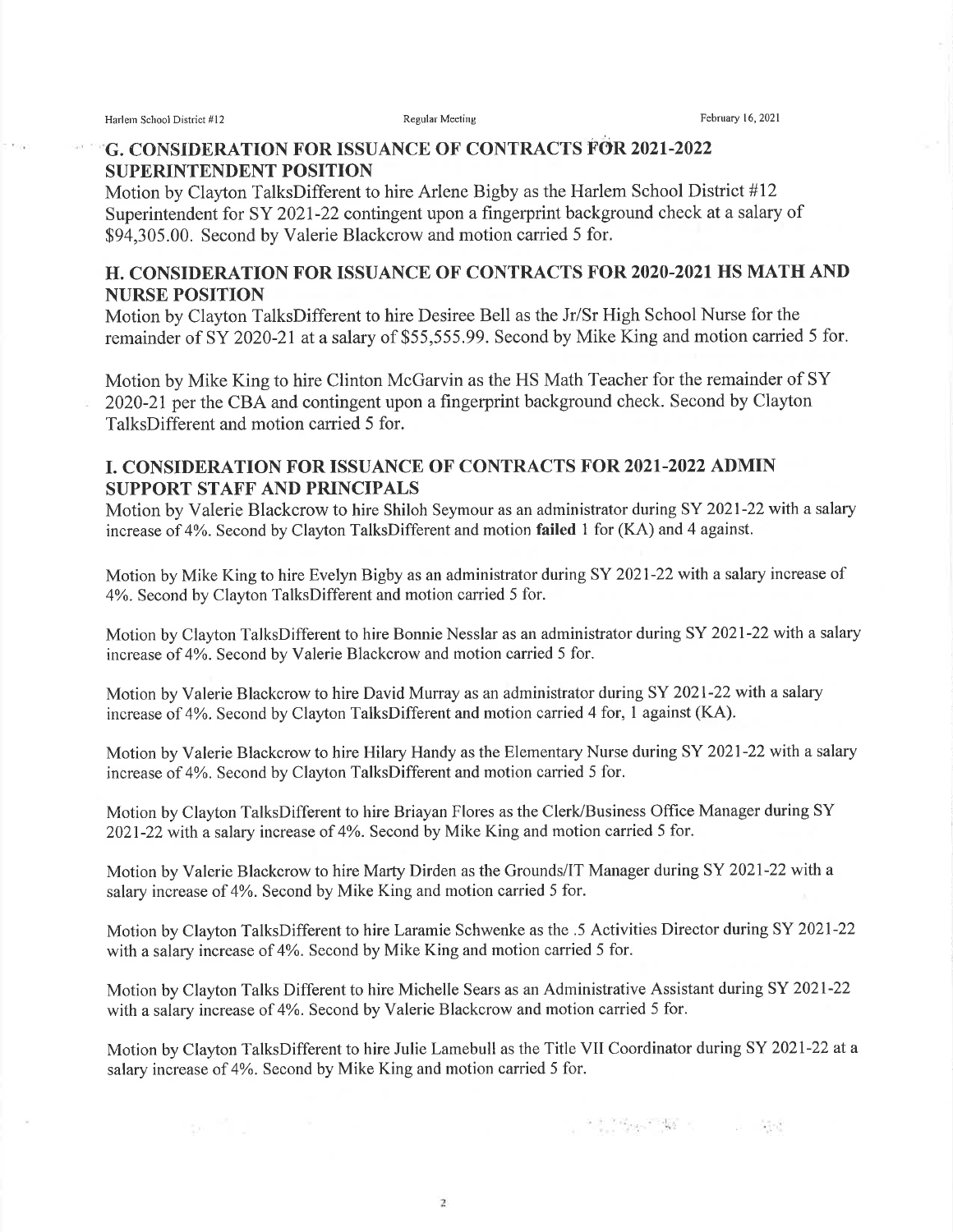## G. CONSIDERATION FOR ISSUANCE OF CONTRACTS FOR 2021-2022 SUPERINTENDENT POSITION

Motion by Clayton TalksDifferent to hire Arlene Bigby as the Harlem School District #12 Superintendent for SY 2021-22 contingent upon a fingerprint background check at a salary of $94,305.00. Second by Valerie Blackcrow and motion carried 5 for.

## H. CONSIDERATION FOR ISSUANCE OF CONTRACTS FOR 2020-2021 HS MATH AND NURSE POSITION

Motion by Clayton TalksDifferent to hire Desiree Bell as the Jr/Sr High School Nurse for the remainder of SY 2020-21 at a salary of $55,555.99. Second by Mike King and motion carried 5 for.

Motion by Mike King to hire Clinton McGarvin as the HS Math Teacher for the remainder of SY 2020-21 per the CBA and contingent upon a fingerprint background check. Second by Clayton TalksDifferent and motion carried 5 for.

## I. CONSIDERATION FOR ISSUANCE OF CONTRACTS FOR 2021-2022 ADMIN SUPPORT STAFF AND PRINCIPALS

Motion by Valerie Blackcrow to hire Shiloh Seymour as an administrator during SY 2021-22 with a salary increase of 4%. Second by Clayton TalksDifferent and motion **failed** 1 for (KA) and 4 against.

Motion by Mike King to hire Evelyn Bigby as an administrator during SY 2021-22 with a salary increase of 4%. Second by Clayton TalksDifferent and motion carried 5 for.

Motion by Clayton TalksDifferent to hire Bonnie Nesslar as an administrator during SY 2021-22 with a salary increase of 4%. Second by Valerie Blackcrow and motion carried 5 for.

Motion by Valerie Blackcrow to hire David Murray as an administrator during SY 2021-22 with a salary increase of 4%. Second by Clayton TalksDifferent and motion carried 4 for, 1 against (KA).

Motion by Valerie Blackcrow to hire Hilary Handy as the Elementary Nurse during SY 2021-22 with a salary increase of 4%. Second by Clayton TalksDifferent and motion carried 5 for.

Motion by Clayton TalksDifferent to hire Briayan Flores as the Clerk/Business Office Manager during SY 2021-22 with a salary increase of 4%. Second by Mike King and motion carried 5 for.

Motion by Valerie Blackcrow to hire Marty Dirden as the Grounds/IT Manager during SY 2021-22 with a salary increase of 4%. Second by Mike King and motion carried 5 for.

Motion by Clayton TalksDifferent to hire Laramie Schwenke as the .5 Activities Director during SY 2021-22 with a salary increase of 4%. Second by Mike King and motion carried 5 for.

Motion by Clayton Talks Different to hire Michelle Sears as an Administrative Assistant during SY 2021-22 with a salary increase of 4%. Second by Valerie Blackcrow and motion carried 5 for.

Motion by Clayton TalksDifferent to hire Julie Lamebull as the Title VII Coordinator during SY 2021-22 at a salary increase of 4%. Second by Mike King and motion carried 5 for.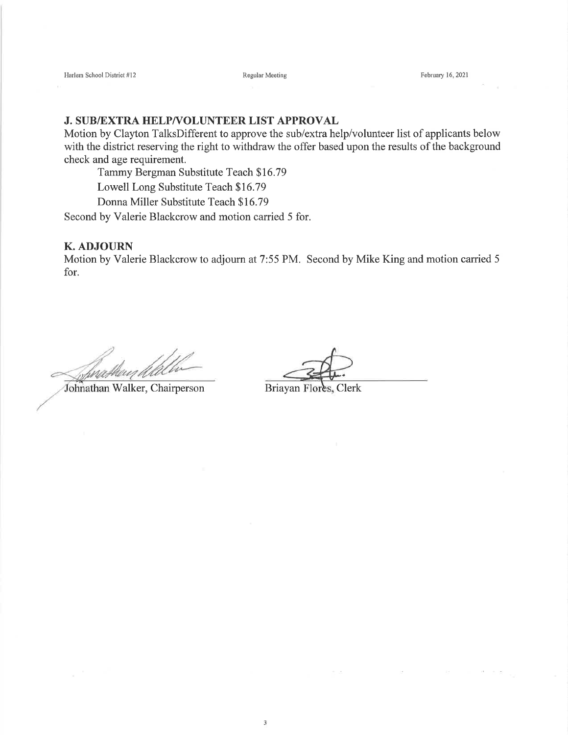## J. SUB/EXTRA HELP/VOLUNTEER LIST APPROVAL

Motion by Clayton TalksDifferent to approve the sub/extra help/volunteer list of applicants below with the district reserving the right to withdraw the offer based upon the results of the background check and age requirement.

Tammy Bergman Substitute Teach $16.79

Lowell Long Substitute Teach $16.79

Donna Miller Substitute Teach $16.79

Second by Valerie Blackcrow and motion carried 5 for.

## K. ADJOURN

Motion by Valerie Blackcrow to adjourn at 7:55 PM. Second by Mike King and motion carried 5 for.

Johnathan Walker, Chairperson

Briayan Flores, Clerk